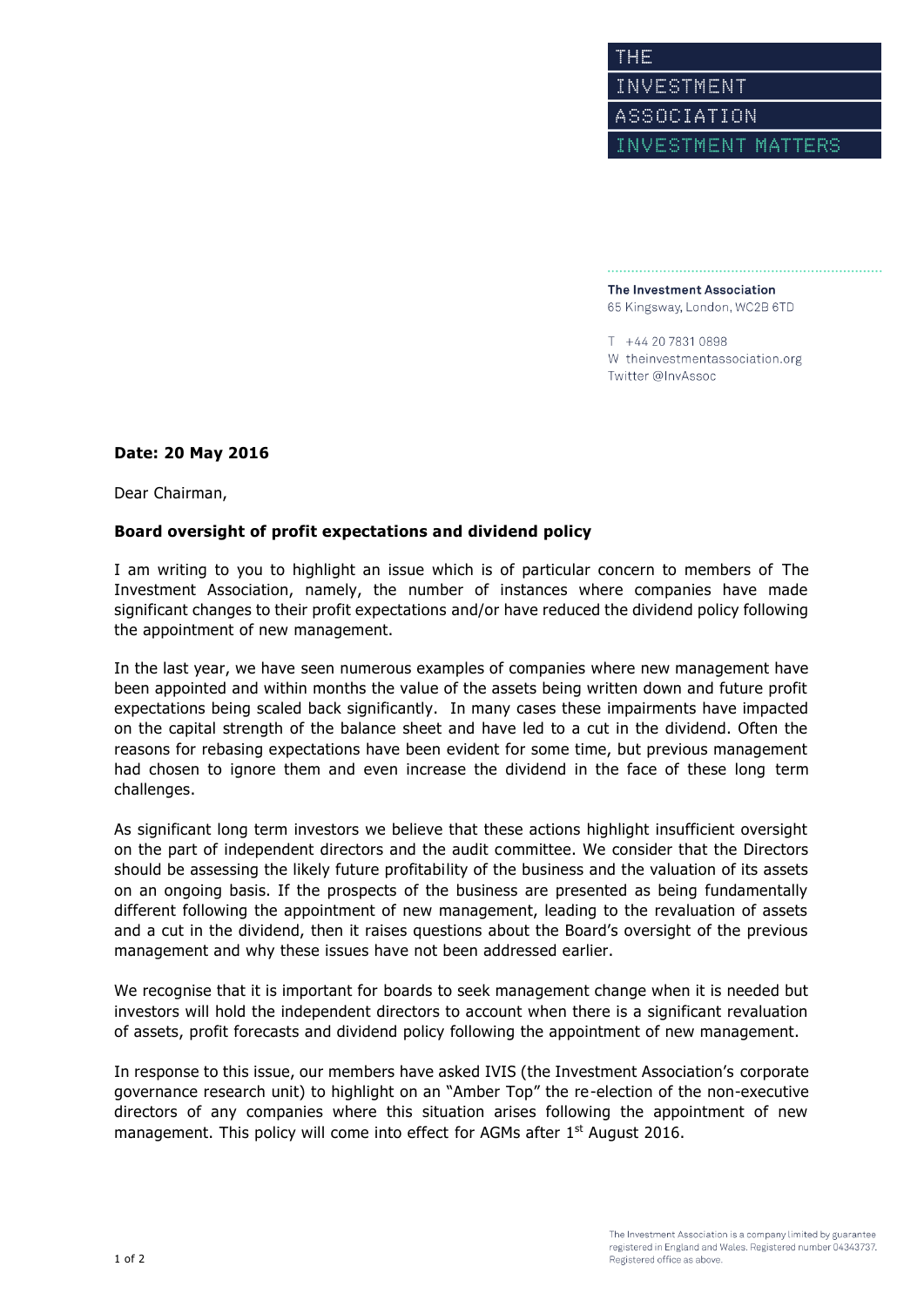THE
INVESTMENT
ASSOCIATION
INVESTMENT MATTERS

**The Investment Association**
65 Kingsway, London, WC2B 6TD

T +44 20 7831 0898
W theinvestmentassociation.org
Twitter @InvAssoc

**Date: 20 May 2016**

Dear Chairman,

**Board oversight of profit expectations and dividend policy**

I am writing to you to highlight an issue which is of particular concern to members of The Investment Association, namely, the number of instances where companies have made significant changes to their profit expectations and/or have reduced the dividend policy following the appointment of new management.

In the last year, we have seen numerous examples of companies where new management have been appointed and within months the value of the assets being written down and future profit expectations being scaled back significantly. In many cases these impairments have impacted on the capital strength of the balance sheet and have led to a cut in the dividend. Often the reasons for rebasing expectations have been evident for some time, but previous management had chosen to ignore them and even increase the dividend in the face of these long term challenges.

As significant long term investors we believe that these actions highlight insufficient oversight on the part of independent directors and the audit committee. We consider that the Directors should be assessing the likely future profitability of the business and the valuation of its assets on an ongoing basis. If the prospects of the business are presented as being fundamentally different following the appointment of new management, leading to the revaluation of assets and a cut in the dividend, then it raises questions about the Board's oversight of the previous management and why these issues have not been addressed earlier.

We recognise that it is important for boards to seek management change when it is needed but investors will hold the independent directors to account when there is a significant revaluation of assets, profit forecasts and dividend policy following the appointment of new management.

In response to this issue, our members have asked IVIS (the Investment Association's corporate governance research unit) to highlight on an "Amber Top" the re-election of the non-executive directors of any companies where this situation arises following the appointment of new management. This policy will come into effect for AGMs after 1st August 2016.

The Investment Association is a company limited by guarantee registered in England and Wales. Registered number 04343737. Registered office as above.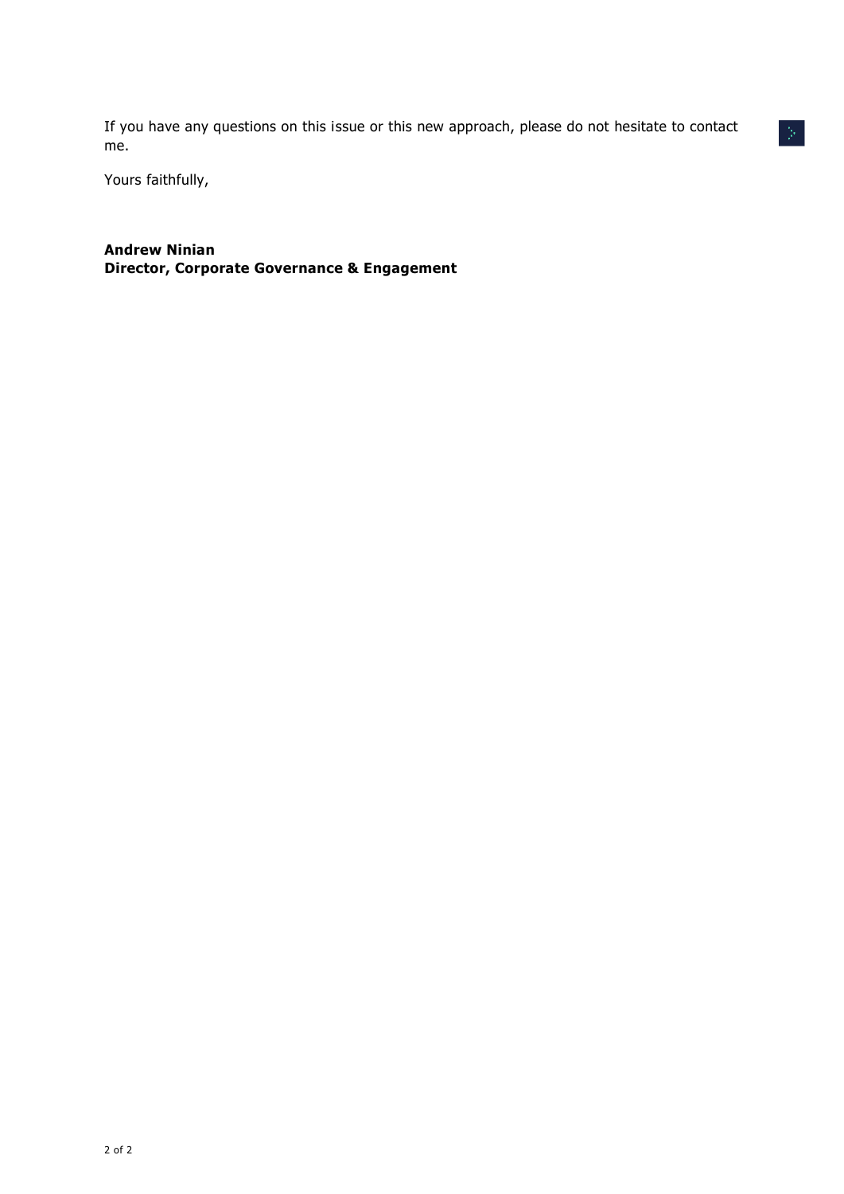If you have any questions on this issue or this new approach, please do not hesitate to contact me.

Yours faithfully,

**Andrew Ninian**
**Director, Corporate Governance & Engagement**